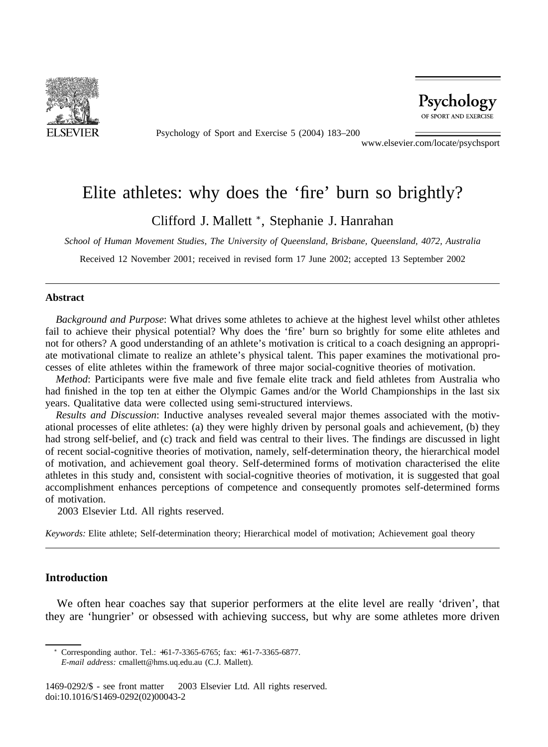# Elite athletes: why does the 'fire' burn so brightly?

Clifford J. Mallett *, Stephanie J. Hanrahan

*School of Human Movement Studies, The University of Queensland, Brisbane, Queensland, 4072, Australia*

Received 12 November 2001; received in revised form 17 June 2002; accepted 13 September 2002

---

## Abstract

*Background and Purpose*: What drives some athletes to achieve at the highest level whilst other athletes fail to achieve their physical potential? Why does the 'fire' burn so brightly for some elite athletes and not for others? A good understanding of an athlete's motivation is critical to a coach designing an appropriate motivational climate to realize an athlete's physical talent. This paper examines the motivational processes of elite athletes within the framework of three major social-cognitive theories of motivation.

*Method*: Participants were five male and five female elite track and field athletes from Australia who had finished in the top ten at either the Olympic Games and/or the World Championships in the last six years. Qualitative data were collected using semi-structured interviews.

*Results and Discussion*: Inductive analyses revealed several major themes associated with the motivational processes of elite athletes: (a) they were highly driven by personal goals and achievement, (b) they had strong self-belief, and (c) track and field was central to their lives. The findings are discussed in light of recent social-cognitive theories of motivation, namely, self-determination theory, the hierarchical model of motivation, and achievement goal theory. Self-determined forms of motivation characterised the elite athletes in this study and, consistent with social-cognitive theories of motivation, it is suggested that goal accomplishment enhances perceptions of competence and consequently promotes self-determined forms of motivation.

2003 Elsevier Ltd. All rights reserved.

*Keywords:* Elite athlete; Self-determination theory; Hierarchical model of motivation; Achievement goal theory

---

## Introduction

We often hear coaches say that superior performers at the elite level are really 'driven', that they are 'hungrier' or obsessed with achieving success, but why are some athletes more driven

---

* Corresponding author. Tel.: +61-7-3365-6765; fax: +61-7-3365-6877.
*E-mail address:* cmallett@hms.uq.edu.au (C.J. Mallett).

1469-0292/$ - see front matter 2003 Elsevier Ltd. All rights reserved.
doi:10.1016/S1469-0292(02)00043-2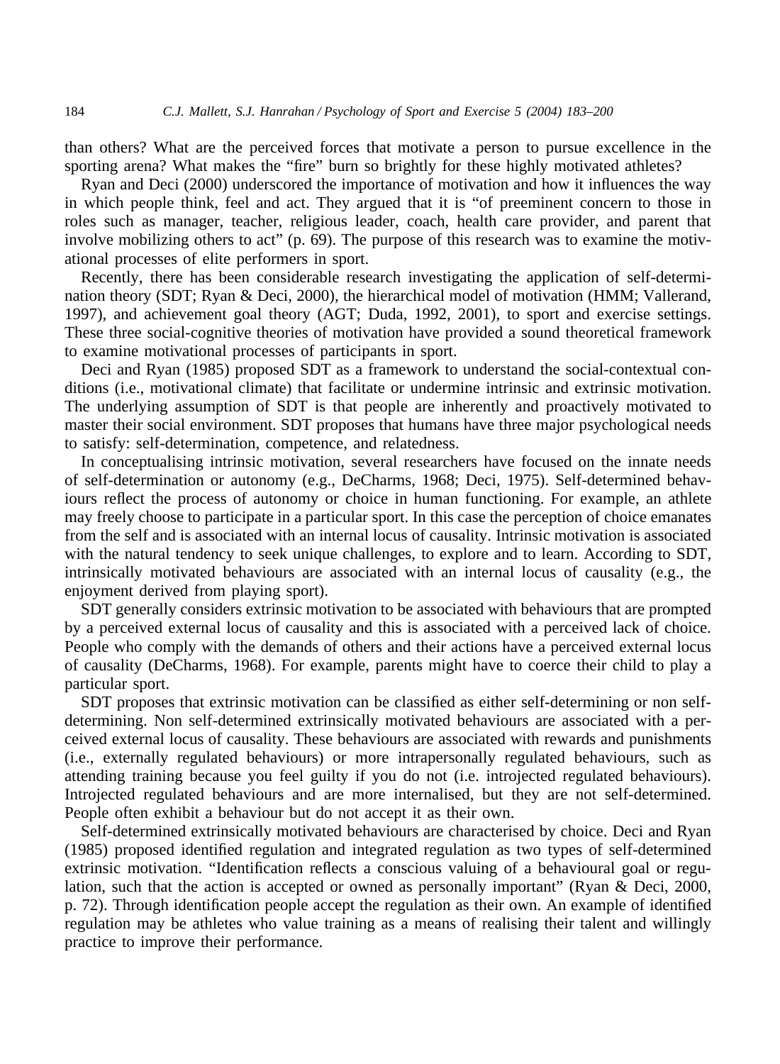than others? What are the perceived forces that motivate a person to pursue excellence in the sporting arena? What makes the "fire" burn so brightly for these highly motivated athletes?

Ryan and Deci (2000) underscored the importance of motivation and how it influences the way in which people think, feel and act. They argued that it is "of preeminent concern to those in roles such as manager, teacher, religious leader, coach, health care provider, and parent that involve mobilizing others to act" (p. 69). The purpose of this research was to examine the motivational processes of elite performers in sport.

Recently, there has been considerable research investigating the application of self-determination theory (SDT; Ryan & Deci, 2000), the hierarchical model of motivation (HMM; Vallerand, 1997), and achievement goal theory (AGT; Duda, 1992, 2001), to sport and exercise settings. These three social-cognitive theories of motivation have provided a sound theoretical framework to examine motivational processes of participants in sport.

Deci and Ryan (1985) proposed SDT as a framework to understand the social-contextual conditions (i.e., motivational climate) that facilitate or undermine intrinsic and extrinsic motivation. The underlying assumption of SDT is that people are inherently and proactively motivated to master their social environment. SDT proposes that humans have three major psychological needs to satisfy: self-determination, competence, and relatedness.

In conceptualising intrinsic motivation, several researchers have focused on the innate needs of self-determination or autonomy (e.g., DeCharms, 1968; Deci, 1975). Self-determined behaviours reflect the process of autonomy or choice in human functioning. For example, an athlete may freely choose to participate in a particular sport. In this case the perception of choice emanates from the self and is associated with an internal locus of causality. Intrinsic motivation is associated with the natural tendency to seek unique challenges, to explore and to learn. According to SDT, intrinsically motivated behaviours are associated with an internal locus of causality (e.g., the enjoyment derived from playing sport).

SDT generally considers extrinsic motivation to be associated with behaviours that are prompted by a perceived external locus of causality and this is associated with a perceived lack of choice. People who comply with the demands of others and their actions have a perceived external locus of causality (DeCharms, 1968). For example, parents might have to coerce their child to play a particular sport.

SDT proposes that extrinsic motivation can be classified as either self-determining or non self-determining. Non self-determined extrinsically motivated behaviours are associated with a perceived external locus of causality. These behaviours are associated with rewards and punishments (i.e., externally regulated behaviours) or more intrapersonally regulated behaviours, such as attending training because you feel guilty if you do not (i.e. introjected regulated behaviours). Introjected regulated behaviours and are more internalised, but they are not self-determined. People often exhibit a behaviour but do not accept it as their own.

Self-determined extrinsically motivated behaviours are characterised by choice. Deci and Ryan (1985) proposed identified regulation and integrated regulation as two types of self-determined extrinsic motivation. "Identification reflects a conscious valuing of a behavioural goal or regulation, such that the action is accepted or owned as personally important" (Ryan & Deci, 2000, p. 72). Through identification people accept the regulation as their own. An example of identified regulation may be athletes who value training as a means of realising their talent and willingly practice to improve their performance.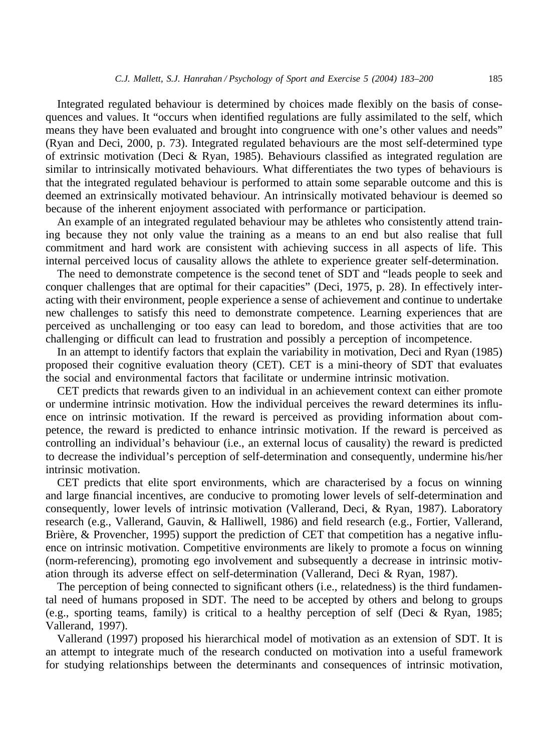Integrated regulated behaviour is determined by choices made flexibly on the basis of consequences and values. It "occurs when identified regulations are fully assimilated to the self, which means they have been evaluated and brought into congruence with one's other values and needs" (Ryan and Deci, 2000, p. 73). Integrated regulated behaviours are the most self-determined type of extrinsic motivation (Deci & Ryan, 1985). Behaviours classified as integrated regulation are similar to intrinsically motivated behaviours. What differentiates the two types of behaviours is that the integrated regulated behaviour is performed to attain some separable outcome and this is deemed an extrinsically motivated behaviour. An intrinsically motivated behaviour is deemed so because of the inherent enjoyment associated with performance or participation.

An example of an integrated regulated behaviour may be athletes who consistently attend training because they not only value the training as a means to an end but also realise that full commitment and hard work are consistent with achieving success in all aspects of life. This internal perceived locus of causality allows the athlete to experience greater self-determination.

The need to demonstrate competence is the second tenet of SDT and "leads people to seek and conquer challenges that are optimal for their capacities" (Deci, 1975, p. 28). In effectively interacting with their environment, people experience a sense of achievement and continue to undertake new challenges to satisfy this need to demonstrate competence. Learning experiences that are perceived as unchallenging or too easy can lead to boredom, and those activities that are too challenging or difficult can lead to frustration and possibly a perception of incompetence.

In an attempt to identify factors that explain the variability in motivation, Deci and Ryan (1985) proposed their cognitive evaluation theory (CET). CET is a mini-theory of SDT that evaluates the social and environmental factors that facilitate or undermine intrinsic motivation.

CET predicts that rewards given to an individual in an achievement context can either promote or undermine intrinsic motivation. How the individual perceives the reward determines its influence on intrinsic motivation. If the reward is perceived as providing information about competence, the reward is predicted to enhance intrinsic motivation. If the reward is perceived as controlling an individual's behaviour (i.e., an external locus of causality) the reward is predicted to decrease the individual's perception of self-determination and consequently, undermine his/her intrinsic motivation.

CET predicts that elite sport environments, which are characterised by a focus on winning and large financial incentives, are conducive to promoting lower levels of self-determination and consequently, lower levels of intrinsic motivation (Vallerand, Deci, & Ryan, 1987). Laboratory research (e.g., Vallerand, Gauvin, & Halliwell, 1986) and field research (e.g., Fortier, Vallerand, Brière, & Provencher, 1995) support the prediction of CET that competition has a negative influence on intrinsic motivation. Competitive environments are likely to promote a focus on winning (norm-referencing), promoting ego involvement and subsequently a decrease in intrinsic motivation through its adverse effect on self-determination (Vallerand, Deci & Ryan, 1987).

The perception of being connected to significant others (i.e., relatedness) is the third fundamental need of humans proposed in SDT. The need to be accepted by others and belong to groups (e.g., sporting teams, family) is critical to a healthy perception of self (Deci & Ryan, 1985; Vallerand, 1997).

Vallerand (1997) proposed his hierarchical model of motivation as an extension of SDT. It is an attempt to integrate much of the research conducted on motivation into a useful framework for studying relationships between the determinants and consequences of intrinsic motivation,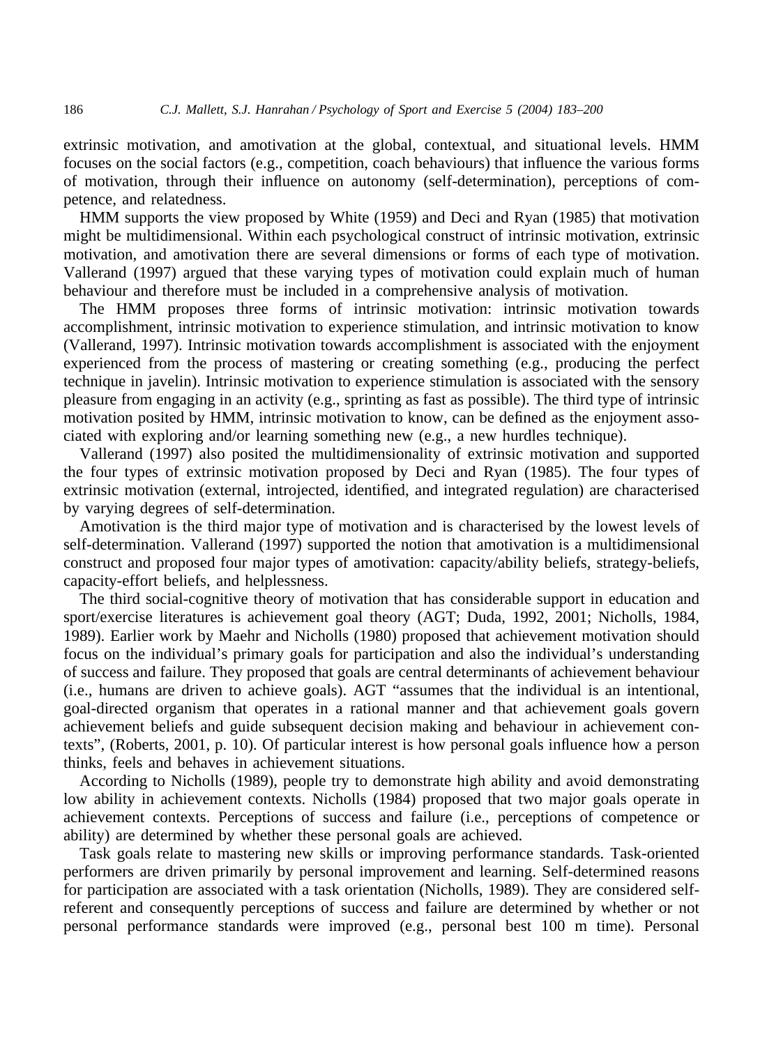extrinsic motivation, and amotivation at the global, contextual, and situational levels. HMM focuses on the social factors (e.g., competition, coach behaviours) that influence the various forms of motivation, through their influence on autonomy (self-determination), perceptions of competence, and relatedness.

HMM supports the view proposed by White (1959) and Deci and Ryan (1985) that motivation might be multidimensional. Within each psychological construct of intrinsic motivation, extrinsic motivation, and amotivation there are several dimensions or forms of each type of motivation. Vallerand (1997) argued that these varying types of motivation could explain much of human behaviour and therefore must be included in a comprehensive analysis of motivation.

The HMM proposes three forms of intrinsic motivation: intrinsic motivation towards accomplishment, intrinsic motivation to experience stimulation, and intrinsic motivation to know (Vallerand, 1997). Intrinsic motivation towards accomplishment is associated with the enjoyment experienced from the process of mastering or creating something (e.g., producing the perfect technique in javelin). Intrinsic motivation to experience stimulation is associated with the sensory pleasure from engaging in an activity (e.g., sprinting as fast as possible). The third type of intrinsic motivation posited by HMM, intrinsic motivation to know, can be defined as the enjoyment associated with exploring and/or learning something new (e.g., a new hurdles technique).

Vallerand (1997) also posited the multidimensionality of extrinsic motivation and supported the four types of extrinsic motivation proposed by Deci and Ryan (1985). The four types of extrinsic motivation (external, introjected, identified, and integrated regulation) are characterised by varying degrees of self-determination.

Amotivation is the third major type of motivation and is characterised by the lowest levels of self-determination. Vallerand (1997) supported the notion that amotivation is a multidimensional construct and proposed four major types of amotivation: capacity/ability beliefs, strategy-beliefs, capacity-effort beliefs, and helplessness.

The third social-cognitive theory of motivation that has considerable support in education and sport/exercise literatures is achievement goal theory (AGT; Duda, 1992, 2001; Nicholls, 1984, 1989). Earlier work by Maehr and Nicholls (1980) proposed that achievement motivation should focus on the individual's primary goals for participation and also the individual's understanding of success and failure. They proposed that goals are central determinants of achievement behaviour (i.e., humans are driven to achieve goals). AGT "assumes that the individual is an intentional, goal-directed organism that operates in a rational manner and that achievement goals govern achievement beliefs and guide subsequent decision making and behaviour in achievement contexts", (Roberts, 2001, p. 10). Of particular interest is how personal goals influence how a person thinks, feels and behaves in achievement situations.

According to Nicholls (1989), people try to demonstrate high ability and avoid demonstrating low ability in achievement contexts. Nicholls (1984) proposed that two major goals operate in achievement contexts. Perceptions of success and failure (i.e., perceptions of competence or ability) are determined by whether these personal goals are achieved.

Task goals relate to mastering new skills or improving performance standards. Task-oriented performers are driven primarily by personal improvement and learning. Self-determined reasons for participation are associated with a task orientation (Nicholls, 1989). They are considered self-referent and consequently perceptions of success and failure are determined by whether or not personal performance standards were improved (e.g., personal best 100 m time). Personal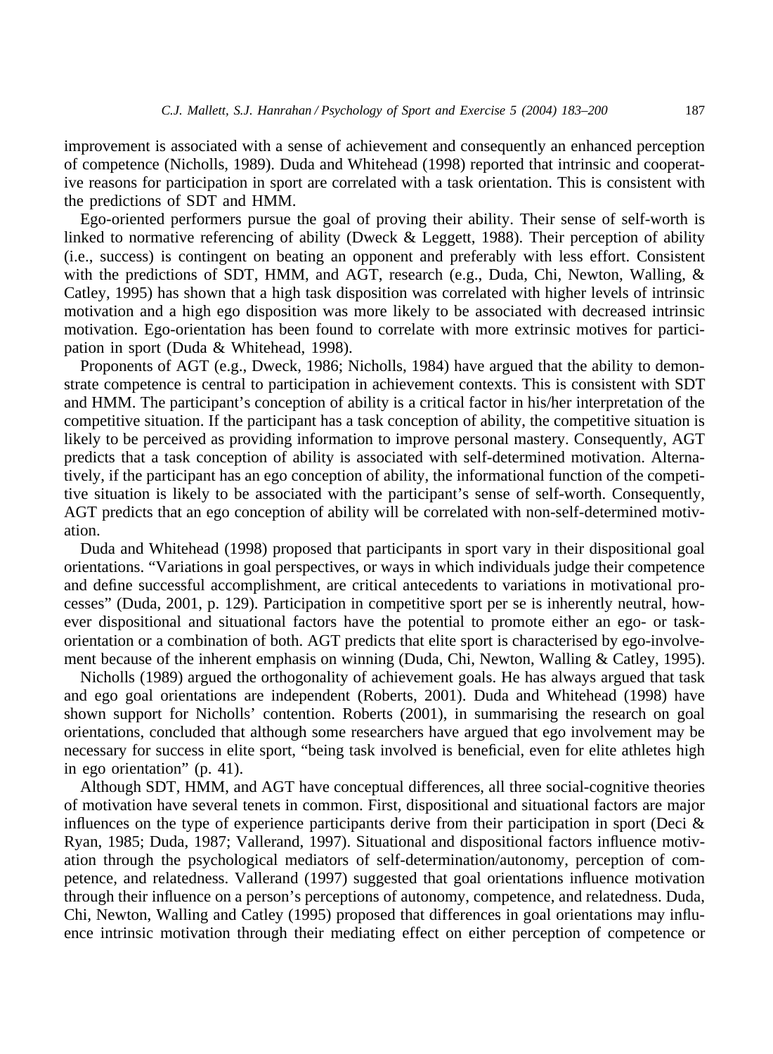improvement is associated with a sense of achievement and consequently an enhanced perception of competence (Nicholls, 1989). Duda and Whitehead (1998) reported that intrinsic and cooperative reasons for participation in sport are correlated with a task orientation. This is consistent with the predictions of SDT and HMM.

Ego-oriented performers pursue the goal of proving their ability. Their sense of self-worth is linked to normative referencing of ability (Dweck & Leggett, 1988). Their perception of ability (i.e., success) is contingent on beating an opponent and preferably with less effort. Consistent with the predictions of SDT, HMM, and AGT, research (e.g., Duda, Chi, Newton, Walling, & Catley, 1995) has shown that a high task disposition was correlated with higher levels of intrinsic motivation and a high ego disposition was more likely to be associated with decreased intrinsic motivation. Ego-orientation has been found to correlate with more extrinsic motives for participation in sport (Duda & Whitehead, 1998).

Proponents of AGT (e.g., Dweck, 1986; Nicholls, 1984) have argued that the ability to demonstrate competence is central to participation in achievement contexts. This is consistent with SDT and HMM. The participant's conception of ability is a critical factor in his/her interpretation of the competitive situation. If the participant has a task conception of ability, the competitive situation is likely to be perceived as providing information to improve personal mastery. Consequently, AGT predicts that a task conception of ability is associated with self-determined motivation. Alternatively, if the participant has an ego conception of ability, the informational function of the competitive situation is likely to be associated with the participant's sense of self-worth. Consequently, AGT predicts that an ego conception of ability will be correlated with non-self-determined motivation.

Duda and Whitehead (1998) proposed that participants in sport vary in their dispositional goal orientations. "Variations in goal perspectives, or ways in which individuals judge their competence and define successful accomplishment, are critical antecedents to variations in motivational processes" (Duda, 2001, p. 129). Participation in competitive sport per se is inherently neutral, however dispositional and situational factors have the potential to promote either an ego- or task-orientation or a combination of both. AGT predicts that elite sport is characterised by ego-involvement because of the inherent emphasis on winning (Duda, Chi, Newton, Walling & Catley, 1995).

Nicholls (1989) argued the orthogonality of achievement goals. He has always argued that task and ego goal orientations are independent (Roberts, 2001). Duda and Whitehead (1998) have shown support for Nicholls' contention. Roberts (2001), in summarising the research on goal orientations, concluded that although some researchers have argued that ego involvement may be necessary for success in elite sport, "being task involved is beneficial, even for elite athletes high in ego orientation" (p. 41).

Although SDT, HMM, and AGT have conceptual differences, all three social-cognitive theories of motivation have several tenets in common. First, dispositional and situational factors are major influences on the type of experience participants derive from their participation in sport (Deci & Ryan, 1985; Duda, 1987; Vallerand, 1997). Situational and dispositional factors influence motivation through the psychological mediators of self-determination/autonomy, perception of competence, and relatedness. Vallerand (1997) suggested that goal orientations influence motivation through their influence on a person's perceptions of autonomy, competence, and relatedness. Duda, Chi, Newton, Walling and Catley (1995) proposed that differences in goal orientations may influence intrinsic motivation through their mediating effect on either perception of competence or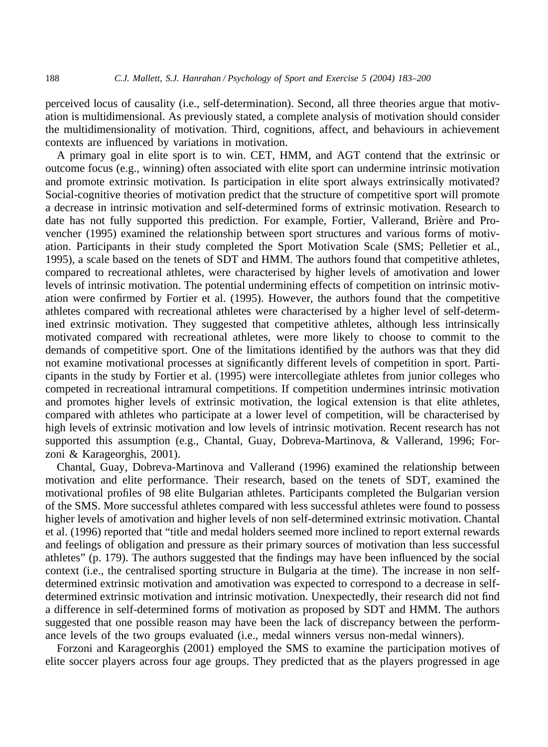perceived locus of causality (i.e., self-determination). Second, all three theories argue that motivation is multidimensional. As previously stated, a complete analysis of motivation should consider the multidimensionality of motivation. Third, cognitions, affect, and behaviours in achievement contexts are influenced by variations in motivation.

A primary goal in elite sport is to win. CET, HMM, and AGT contend that the extrinsic or outcome focus (e.g., winning) often associated with elite sport can undermine intrinsic motivation and promote extrinsic motivation. Is participation in elite sport always extrinsically motivated? Social-cognitive theories of motivation predict that the structure of competitive sport will promote a decrease in intrinsic motivation and self-determined forms of extrinsic motivation. Research to date has not fully supported this prediction. For example, Fortier, Vallerand, Brière and Provencher (1995) examined the relationship between sport structures and various forms of motivation. Participants in their study completed the Sport Motivation Scale (SMS; Pelletier et al., 1995), a scale based on the tenets of SDT and HMM. The authors found that competitive athletes, compared to recreational athletes, were characterised by higher levels of amotivation and lower levels of intrinsic motivation. The potential undermining effects of competition on intrinsic motivation were confirmed by Fortier et al. (1995). However, the authors found that the competitive athletes compared with recreational athletes were characterised by a higher level of self-determined extrinsic motivation. They suggested that competitive athletes, although less intrinsically motivated compared with recreational athletes, were more likely to choose to commit to the demands of competitive sport. One of the limitations identified by the authors was that they did not examine motivational processes at significantly different levels of competition in sport. Participants in the study by Fortier et al. (1995) were intercollegiate athletes from junior colleges who competed in recreational intramural competitions. If competition undermines intrinsic motivation and promotes higher levels of extrinsic motivation, the logical extension is that elite athletes, compared with athletes who participate at a lower level of competition, will be characterised by high levels of extrinsic motivation and low levels of intrinsic motivation. Recent research has not supported this assumption (e.g., Chantal, Guay, Dobreva-Martinova, & Vallerand, 1996; Forzoni & Karageorghis, 2001).

Chantal, Guay, Dobreva-Martinova and Vallerand (1996) examined the relationship between motivation and elite performance. Their research, based on the tenets of SDT, examined the motivational profiles of 98 elite Bulgarian athletes. Participants completed the Bulgarian version of the SMS. More successful athletes compared with less successful athletes were found to possess higher levels of amotivation and higher levels of non self-determined extrinsic motivation. Chantal et al. (1996) reported that "title and medal holders seemed more inclined to report external rewards and feelings of obligation and pressure as their primary sources of motivation than less successful athletes" (p. 179). The authors suggested that the findings may have been influenced by the social context (i.e., the centralised sporting structure in Bulgaria at the time). The increase in non self-determined extrinsic motivation and amotivation was expected to correspond to a decrease in self-determined extrinsic motivation and intrinsic motivation. Unexpectedly, their research did not find a difference in self-determined forms of motivation as proposed by SDT and HMM. The authors suggested that one possible reason may have been the lack of discrepancy between the performance levels of the two groups evaluated (i.e., medal winners versus non-medal winners).

Forzoni and Karageorghis (2001) employed the SMS to examine the participation motives of elite soccer players across four age groups. They predicted that as the players progressed in age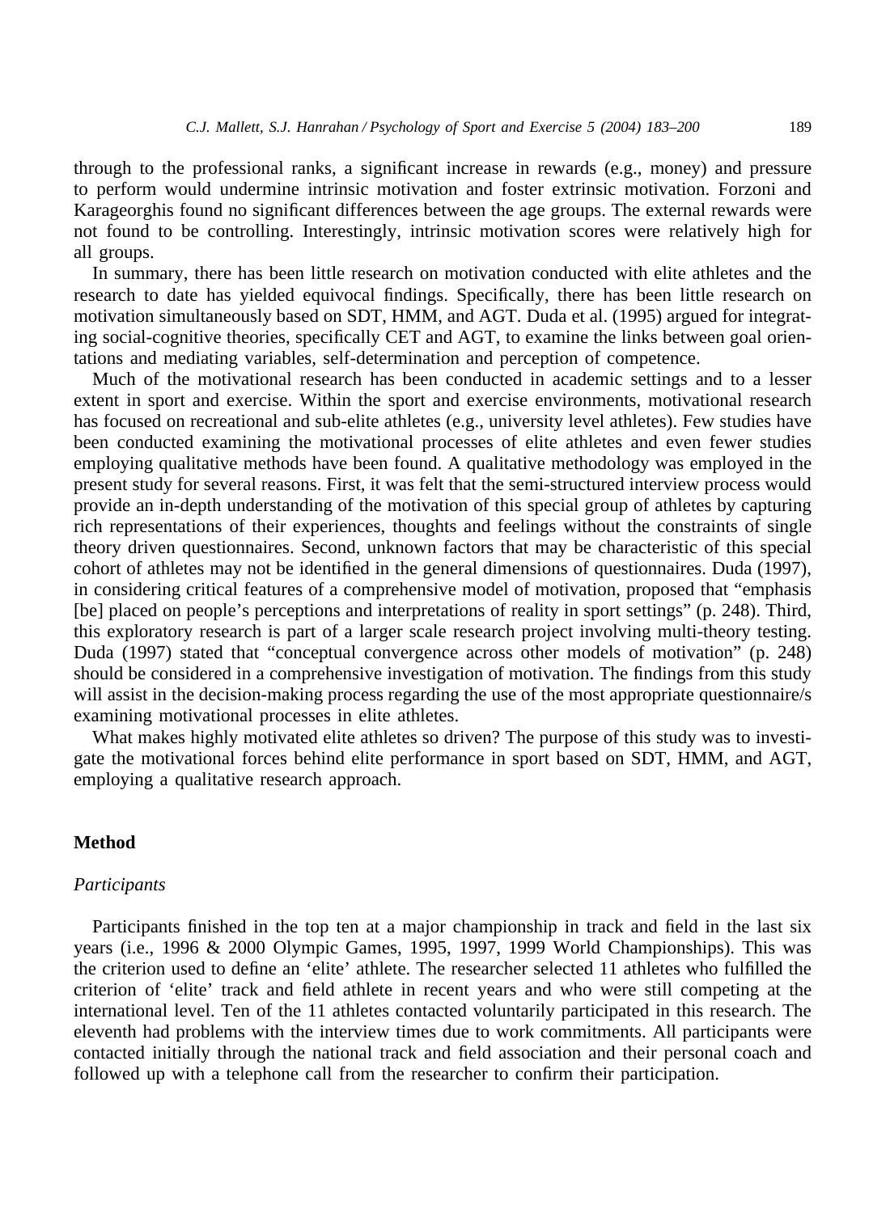through to the professional ranks, a significant increase in rewards (e.g., money) and pressure to perform would undermine intrinsic motivation and foster extrinsic motivation. Forzoni and Karageorghis found no significant differences between the age groups. The external rewards were not found to be controlling. Interestingly, intrinsic motivation scores were relatively high for all groups.

In summary, there has been little research on motivation conducted with elite athletes and the research to date has yielded equivocal findings. Specifically, there has been little research on motivation simultaneously based on SDT, HMM, and AGT. Duda et al. (1995) argued for integrating social-cognitive theories, specifically CET and AGT, to examine the links between goal orientations and mediating variables, self-determination and perception of competence.

Much of the motivational research has been conducted in academic settings and to a lesser extent in sport and exercise. Within the sport and exercise environments, motivational research has focused on recreational and sub-elite athletes (e.g., university level athletes). Few studies have been conducted examining the motivational processes of elite athletes and even fewer studies employing qualitative methods have been found. A qualitative methodology was employed in the present study for several reasons. First, it was felt that the semi-structured interview process would provide an in-depth understanding of the motivation of this special group of athletes by capturing rich representations of their experiences, thoughts and feelings without the constraints of single theory driven questionnaires. Second, unknown factors that may be characteristic of this special cohort of athletes may not be identified in the general dimensions of questionnaires. Duda (1997), in considering critical features of a comprehensive model of motivation, proposed that "emphasis [be] placed on people's perceptions and interpretations of reality in sport settings" (p. 248). Third, this exploratory research is part of a larger scale research project involving multi-theory testing. Duda (1997) stated that "conceptual convergence across other models of motivation" (p. 248) should be considered in a comprehensive investigation of motivation. The findings from this study will assist in the decision-making process regarding the use of the most appropriate questionnaire/s examining motivational processes in elite athletes.

What makes highly motivated elite athletes so driven? The purpose of this study was to investigate the motivational forces behind elite performance in sport based on SDT, HMM, and AGT, employing a qualitative research approach.

## Method

### *Participants*

Participants finished in the top ten at a major championship in track and field in the last six years (i.e., 1996 & 2000 Olympic Games, 1995, 1997, 1999 World Championships). This was the criterion used to define an 'elite' athlete. The researcher selected 11 athletes who fulfilled the criterion of 'elite' track and field athlete in recent years and who were still competing at the international level. Ten of the 11 athletes contacted voluntarily participated in this research. The eleventh had problems with the interview times due to work commitments. All participants were contacted initially through the national track and field association and their personal coach and followed up with a telephone call from the researcher to confirm their participation.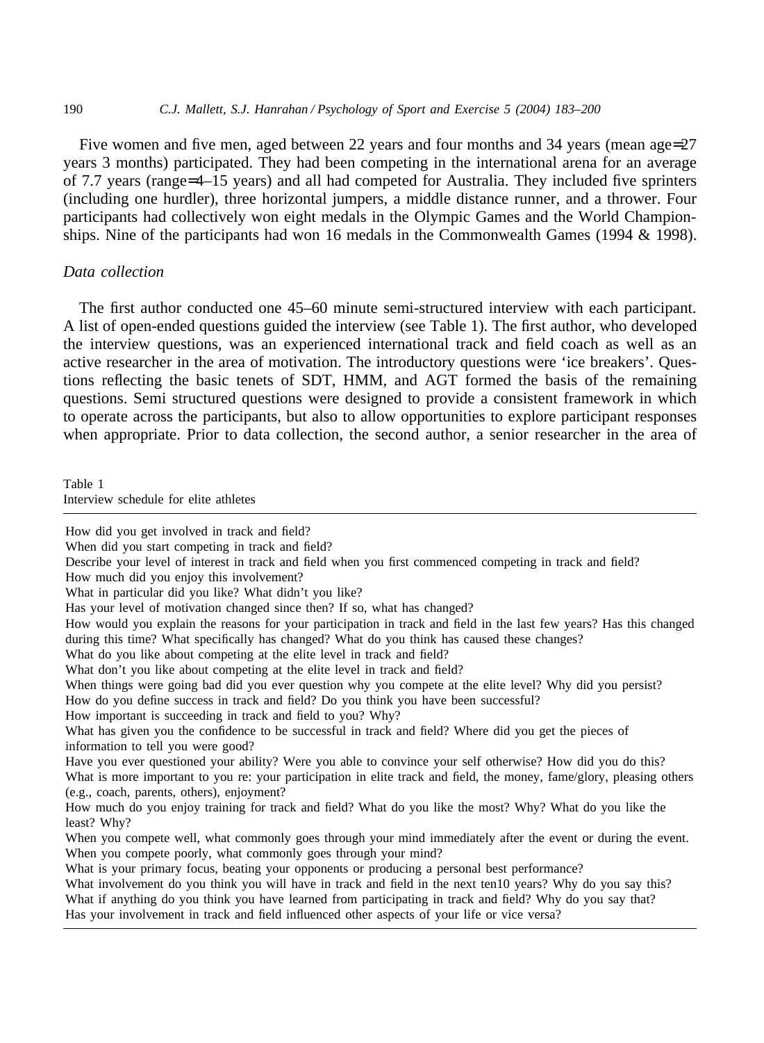Five women and five men, aged between 22 years and four months and 34 years (mean age=27 years 3 months) participated. They had been competing in the international arena for an average of 7.7 years (range=4–15 years) and all had competed for Australia. They included five sprinters (including one hurdler), three horizontal jumpers, a middle distance runner, and a thrower. Four participants had collectively won eight medals in the Olympic Games and the World Championships. Nine of the participants had won 16 medals in the Commonwealth Games (1994 & 1998).

### *Data collection*

The first author conducted one 45–60 minute semi-structured interview with each participant. A list of open-ended questions guided the interview (see Table 1). The first author, who developed the interview questions, was an experienced international track and field coach as well as an active researcher in the area of motivation. The introductory questions were 'ice breakers'. Questions reflecting the basic tenets of SDT, HMM, and AGT formed the basis of the remaining questions. Semi structured questions were designed to provide a consistent framework in which to operate across the participants, but also to allow opportunities to explore participant responses when appropriate. Prior to data collection, the second author, a senior researcher in the area of

Table 1
Interview schedule for elite athletes

| |
|---|
| How did you get involved in track and field? |
| When did you start competing in track and field? |
| Describe your level of interest in track and field when you first commenced competing in track and field? |
| How much did you enjoy this involvement? |
| What in particular did you like? What didn't you like? |
| Has your level of motivation changed since then? If so, what has changed? |
| How would you explain the reasons for your participation in track and field in the last few years? Has this changed during this time? What specifically has changed? What do you think has caused these changes? |
| What do you like about competing at the elite level in track and field? |
| What don't you like about competing at the elite level in track and field? |
| When things were going bad did you ever question why you compete at the elite level? Why did you persist? |
| How do you define success in track and field? Do you think you have been successful? |
| How important is succeeding in track and field to you? Why? |
| What has given you the confidence to be successful in track and field? Where did you get the pieces of information to tell you were good? |
| Have you ever questioned your ability? Were you able to convince your self otherwise? How did you do this? |
| What is more important to you re: your participation in elite track and field, the money, fame/glory, pleasing others (e.g., coach, parents, others), enjoyment? |
| How much do you enjoy training for track and field? What do you like the most? Why? What do you like the least? Why? |
| When you compete well, what commonly goes through your mind immediately after the event or during the event. When you compete poorly, what commonly goes through your mind? |
| What is your primary focus, beating your opponents or producing a personal best performance? |
| What involvement do you think you will have in track and field in the next ten10 years? Why do you say this? |
| What if anything do you think you have learned from participating in track and field? Why do you say that? |
| Has your involvement in track and field influenced other aspects of your life or vice versa? |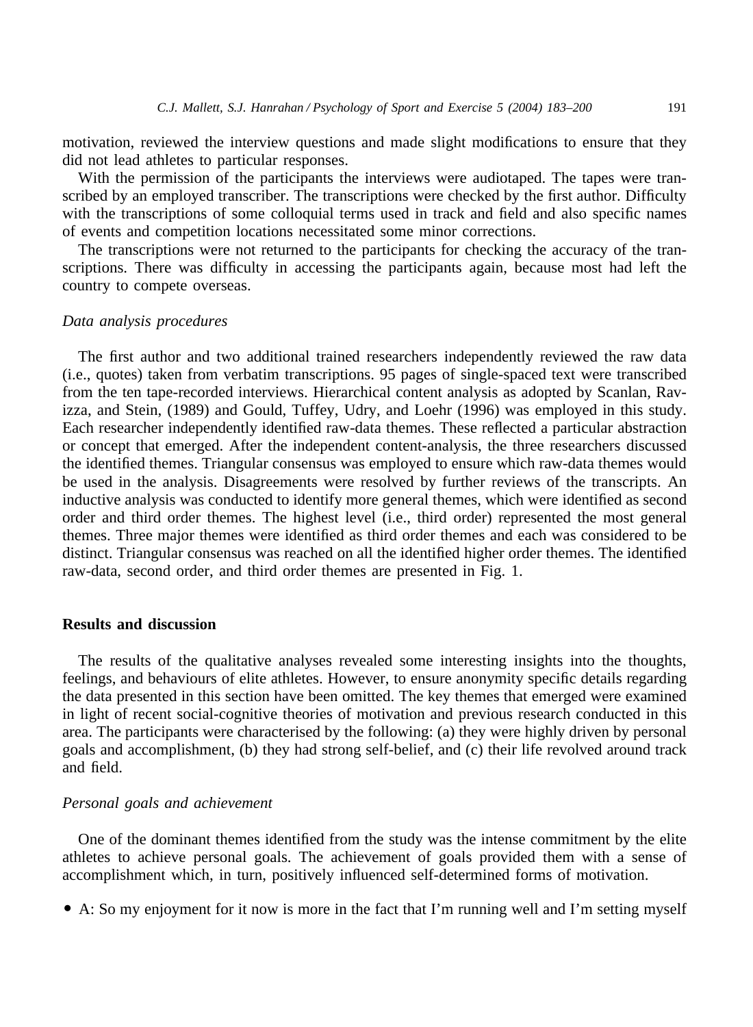motivation, reviewed the interview questions and made slight modifications to ensure that they did not lead athletes to particular responses.

With the permission of the participants the interviews were audiotaped. The tapes were transcribed by an employed transcriber. The transcriptions were checked by the first author. Difficulty with the transcriptions of some colloquial terms used in track and field and also specific names of events and competition locations necessitated some minor corrections.

The transcriptions were not returned to the participants for checking the accuracy of the transcriptions. There was difficulty in accessing the participants again, because most had left the country to compete overseas.

### *Data analysis procedures*

The first author and two additional trained researchers independently reviewed the raw data (i.e., quotes) taken from verbatim transcriptions. 95 pages of single-spaced text were transcribed from the ten tape-recorded interviews. Hierarchical content analysis as adopted by Scanlan, Ravizza, and Stein, (1989) and Gould, Tuffey, Udry, and Loehr (1996) was employed in this study. Each researcher independently identified raw-data themes. These reflected a particular abstraction or concept that emerged. After the independent content-analysis, the three researchers discussed the identified themes. Triangular consensus was employed to ensure which raw-data themes would be used in the analysis. Disagreements were resolved by further reviews of the transcripts. An inductive analysis was conducted to identify more general themes, which were identified as second order and third order themes. The highest level (i.e., third order) represented the most general themes. Three major themes were identified as third order themes and each was considered to be distinct. Triangular consensus was reached on all the identified higher order themes. The identified raw-data, second order, and third order themes are presented in Fig. 1.

## Results and discussion

The results of the qualitative analyses revealed some interesting insights into the thoughts, feelings, and behaviours of elite athletes. However, to ensure anonymity specific details regarding the data presented in this section have been omitted. The key themes that emerged were examined in light of recent social-cognitive theories of motivation and previous research conducted in this area. The participants were characterised by the following: (a) they were highly driven by personal goals and accomplishment, (b) they had strong self-belief, and (c) their life revolved around track and field.

### *Personal goals and achievement*

One of the dominant themes identified from the study was the intense commitment by the elite athletes to achieve personal goals. The achievement of goals provided them with a sense of accomplishment which, in turn, positively influenced self-determined forms of motivation.

- A: So my enjoyment for it now is more in the fact that I'm running well and I'm setting myself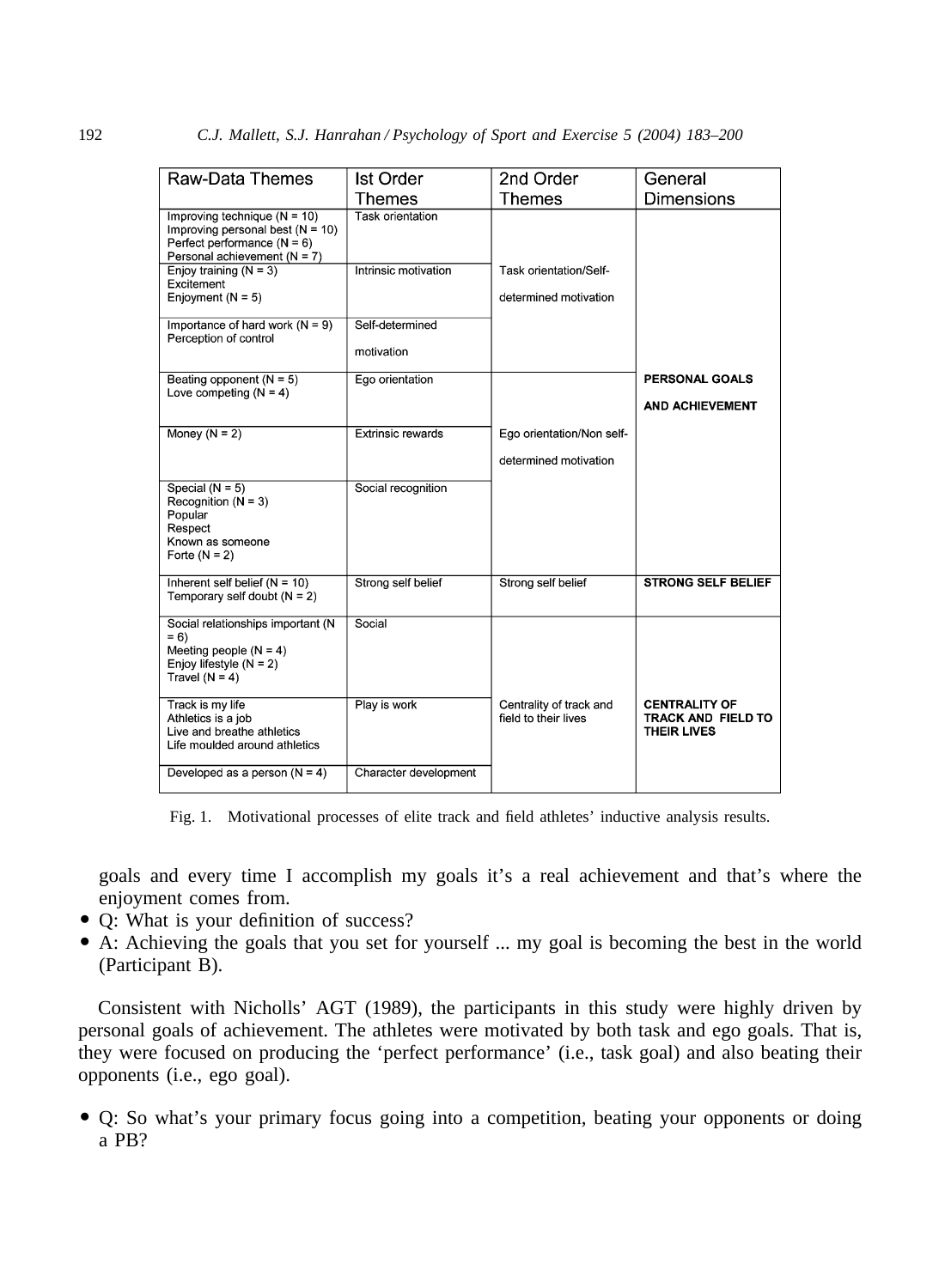| Raw-Data Themes | Ist Order Themes | 2nd Order Themes | General Dimensions |
|---|---|---|---|
| Improving technique (N = 10)<br>Improving personal best (N = 10)<br>Perfect performance (N = 6)<br>Personal achievement (N = 7) | Task orientation | Task orientation/Self-determined motivation | PERSONAL GOALS AND ACHIEVEMENT |
| Enjoy training (N = 3)<br>Excitement<br>Enjoyment (N = 5) | Intrinsic motivation | | |
| Importance of hard work (N = 9)<br>Perception of control | Self-determined motivation | | |
| Beating opponent (N = 5)<br>Love competing (N = 4) | Ego orientation | Ego orientation/Non self-determined motivation | |
| Money (N = 2) | Extrinsic rewards | | |
| Special (N = 5)<br>Recognition (N = 3)<br>Popular<br>Respect<br>Known as someone<br>Forte (N = 2) | Social recognition | | |
| Inherent self belief (N = 10)<br>Temporary self doubt (N = 2) | Strong self belief | Strong self belief | STRONG SELF BELIEF |
| Social relationships important (N = 6)<br>Meeting people (N = 4)<br>Enjoy lifestyle (N = 2)<br>Travel (N = 4) | Social | Centrality of track and field to their lives | CENTRALITY OF TRACK AND FIELD TO THEIR LIVES |
| Track is my life<br>Athletics is a job<br>Live and breathe athletics<br>Life moulded around athletics | Play is work | | |
| Developed as a person (N = 4) | Character development | | |

Fig. 1. Motivational processes of elite track and field athletes' inductive analysis results.

goals and every time I accomplish my goals it's a real achievement and that's where the enjoyment comes from.

- Q: What is your definition of success?
- A: Achieving the goals that you set for yourself ... my goal is becoming the best in the world (Participant B).

Consistent with Nicholls' AGT (1989), the participants in this study were highly driven by personal goals of achievement. The athletes were motivated by both task and ego goals. That is, they were focused on producing the 'perfect performance' (i.e., task goal) and also beating their opponents (i.e., ego goal).

- Q: So what's your primary focus going into a competition, beating your opponents or doing a PB?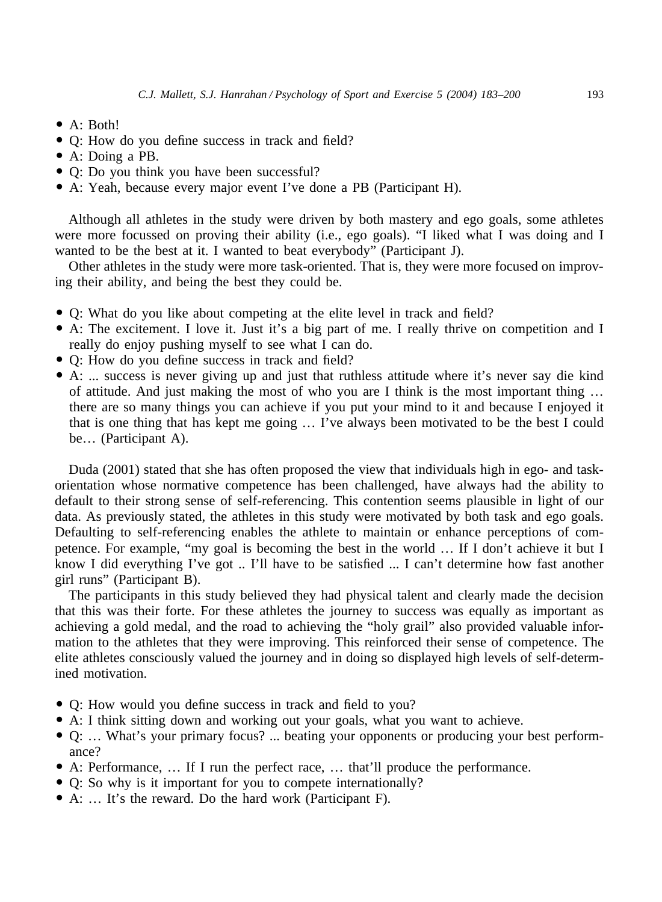- A: Both!
- Q: How do you define success in track and field?
- A: Doing a PB.
- Q: Do you think you have been successful?
- A: Yeah, because every major event I've done a PB (Participant H).

Although all athletes in the study were driven by both mastery and ego goals, some athletes were more focussed on proving their ability (i.e., ego goals). "I liked what I was doing and I wanted to be the best at it. I wanted to beat everybody" (Participant J).

Other athletes in the study were more task-oriented. That is, they were more focused on improving their ability, and being the best they could be.

- Q: What do you like about competing at the elite level in track and field?
- A: The excitement. I love it. Just it's a big part of me. I really thrive on competition and I really do enjoy pushing myself to see what I can do.
- Q: How do you define success in track and field?
- A: ... success is never giving up and just that ruthless attitude where it's never say die kind of attitude. And just making the most of who you are I think is the most important thing … there are so many things you can achieve if you put your mind to it and because I enjoyed it that is one thing that has kept me going … I've always been motivated to be the best I could be… (Participant A).

Duda (2001) stated that she has often proposed the view that individuals high in ego- and task-orientation whose normative competence has been challenged, have always had the ability to default to their strong sense of self-referencing. This contention seems plausible in light of our data. As previously stated, the athletes in this study were motivated by both task and ego goals. Defaulting to self-referencing enables the athlete to maintain or enhance perceptions of competence. For example, "my goal is becoming the best in the world … If I don't achieve it but I know I did everything I've got .. I'll have to be satisfied ... I can't determine how fast another girl runs" (Participant B).

The participants in this study believed they had physical talent and clearly made the decision that this was their forte. For these athletes the journey to success was equally as important as achieving a gold medal, and the road to achieving the "holy grail" also provided valuable information to the athletes that they were improving. This reinforced their sense of competence. The elite athletes consciously valued the journey and in doing so displayed high levels of self-determined motivation.

- Q: How would you define success in track and field to you?
- A: I think sitting down and working out your goals, what you want to achieve.
- Q: … What's your primary focus? ... beating your opponents or producing your best performance?
- A: Performance, … If I run the perfect race, … that'll produce the performance.
- Q: So why is it important for you to compete internationally?
- A: … It's the reward. Do the hard work (Participant F).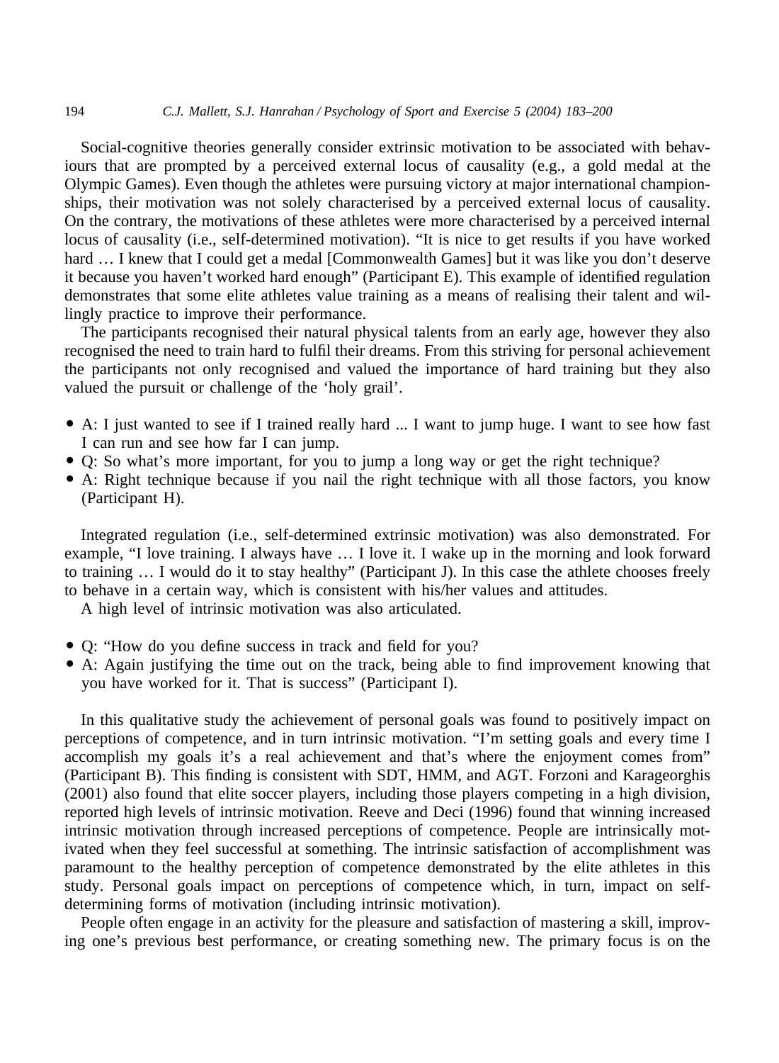Social-cognitive theories generally consider extrinsic motivation to be associated with behaviours that are prompted by a perceived external locus of causality (e.g., a gold medal at the Olympic Games). Even though the athletes were pursuing victory at major international championships, their motivation was not solely characterised by a perceived external locus of causality. On the contrary, the motivations of these athletes were more characterised by a perceived internal locus of causality (i.e., self-determined motivation). "It is nice to get results if you have worked hard … I knew that I could get a medal [Commonwealth Games] but it was like you don't deserve it because you haven't worked hard enough" (Participant E). This example of identified regulation demonstrates that some elite athletes value training as a means of realising their talent and willingly practice to improve their performance.

The participants recognised their natural physical talents from an early age, however they also recognised the need to train hard to fulfil their dreams. From this striving for personal achievement the participants not only recognised and valued the importance of hard training but they also valued the pursuit or challenge of the 'holy grail'.

- A: I just wanted to see if I trained really hard ... I want to jump huge. I want to see how fast I can run and see how far I can jump.
- Q: So what's more important, for you to jump a long way or get the right technique?
- A: Right technique because if you nail the right technique with all those factors, you know (Participant H).

Integrated regulation (i.e., self-determined extrinsic motivation) was also demonstrated. For example, "I love training. I always have … I love it. I wake up in the morning and look forward to training … I would do it to stay healthy" (Participant J). In this case the athlete chooses freely to behave in a certain way, which is consistent with his/her values and attitudes.

A high level of intrinsic motivation was also articulated.

- Q: "How do you define success in track and field for you?
- A: Again justifying the time out on the track, being able to find improvement knowing that you have worked for it. That is success" (Participant I).

In this qualitative study the achievement of personal goals was found to positively impact on perceptions of competence, and in turn intrinsic motivation. "I'm setting goals and every time I accomplish my goals it's a real achievement and that's where the enjoyment comes from" (Participant B). This finding is consistent with SDT, HMM, and AGT. Forzoni and Karageorghis (2001) also found that elite soccer players, including those players competing in a high division, reported high levels of intrinsic motivation. Reeve and Deci (1996) found that winning increased intrinsic motivation through increased perceptions of competence. People are intrinsically motivated when they feel successful at something. The intrinsic satisfaction of accomplishment was paramount to the healthy perception of competence demonstrated by the elite athletes in this study. Personal goals impact on perceptions of competence which, in turn, impact on self-determining forms of motivation (including intrinsic motivation).

People often engage in an activity for the pleasure and satisfaction of mastering a skill, improving one's previous best performance, or creating something new. The primary focus is on the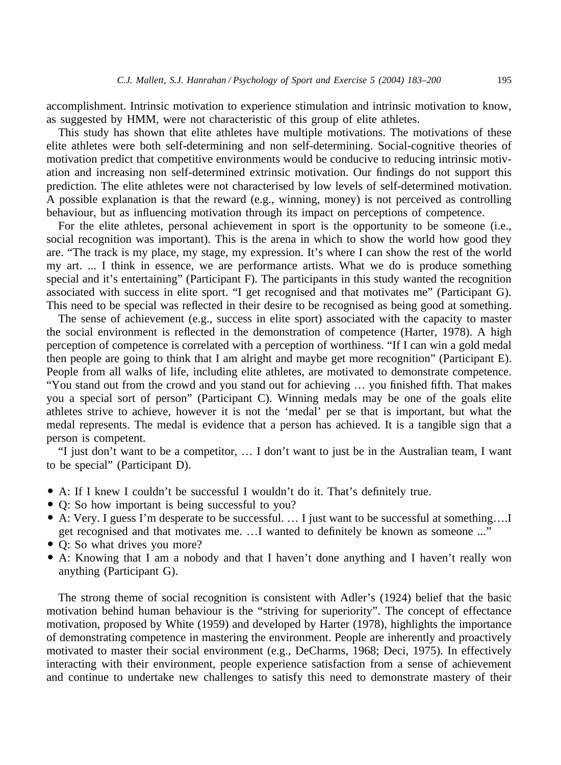accomplishment. Intrinsic motivation to experience stimulation and intrinsic motivation to know, as suggested by HMM, were not characteristic of this group of elite athletes.

This study has shown that elite athletes have multiple motivations. The motivations of these elite athletes were both self-determining and non self-determining. Social-cognitive theories of motivation predict that competitive environments would be conducive to reducing intrinsic motivation and increasing non self-determined extrinsic motivation. Our findings do not support this prediction. The elite athletes were not characterised by low levels of self-determined motivation. A possible explanation is that the reward (e.g., winning, money) is not perceived as controlling behaviour, but as influencing motivation through its impact on perceptions of competence.

For the elite athletes, personal achievement in sport is the opportunity to be someone (i.e., social recognition was important). This is the arena in which to show the world how good they are. "The track is my place, my stage, my expression. It's where I can show the rest of the world my art. ... I think in essence, we are performance artists. What we do is produce something special and it's entertaining" (Participant F). The participants in this study wanted the recognition associated with success in elite sport. "I get recognised and that motivates me" (Participant G). This need to be special was reflected in their desire to be recognised as being good at something.

The sense of achievement (e.g., success in elite sport) associated with the capacity to master the social environment is reflected in the demonstration of competence (Harter, 1978). A high perception of competence is correlated with a perception of worthiness. "If I can win a gold medal then people are going to think that I am alright and maybe get more recognition" (Participant E). People from all walks of life, including elite athletes, are motivated to demonstrate competence. "You stand out from the crowd and you stand out for achieving … you finished fifth. That makes you a special sort of person" (Participant C). Winning medals may be one of the goals elite athletes strive to achieve, however it is not the 'medal' per se that is important, but what the medal represents. The medal is evidence that a person has achieved. It is a tangible sign that a person is competent.

"I just don't want to be a competitor, … I don't want to just be in the Australian team, I want to be special" (Participant D).

- A: If I knew I couldn't be successful I wouldn't do it. That's definitely true.
- Q: So how important is being successful to you?
- A: Very. I guess I'm desperate to be successful. … I just want to be successful at something….I get recognised and that motivates me. …I wanted to definitely be known as someone ..."
- Q: So what drives you more?
- A: Knowing that I am a nobody and that I haven't done anything and I haven't really won anything (Participant G).

The strong theme of social recognition is consistent with Adler's (1924) belief that the basic motivation behind human behaviour is the "striving for superiority". The concept of effectance motivation, proposed by White (1959) and developed by Harter (1978), highlights the importance of demonstrating competence in mastering the environment. People are inherently and proactively motivated to master their social environment (e.g., DeCharms, 1968; Deci, 1975). In effectively interacting with their environment, people experience satisfaction from a sense of achievement and continue to undertake new challenges to satisfy this need to demonstrate mastery of their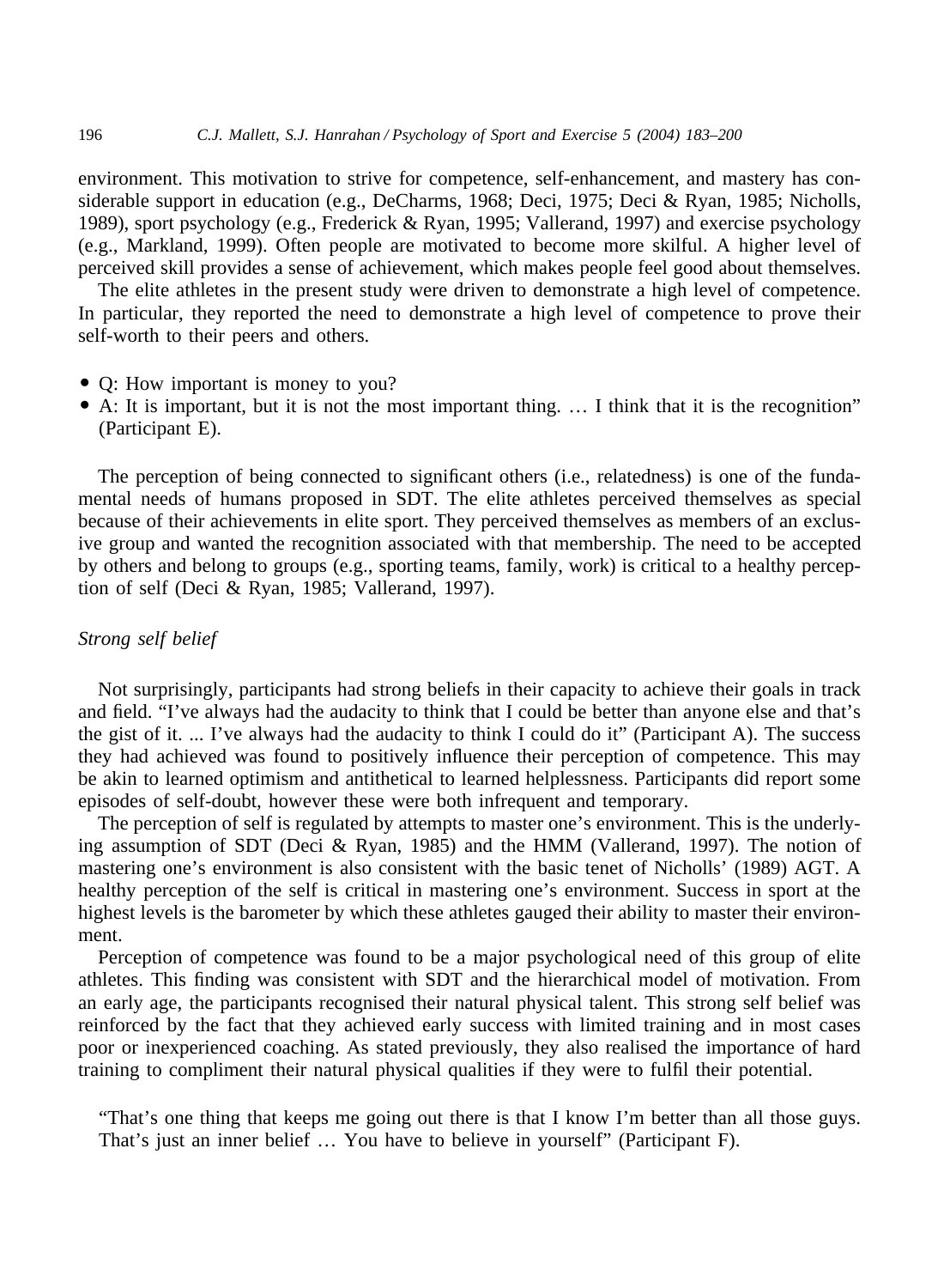environment. This motivation to strive for competence, self-enhancement, and mastery has considerable support in education (e.g., DeCharms, 1968; Deci, 1975; Deci & Ryan, 1985; Nicholls, 1989), sport psychology (e.g., Frederick & Ryan, 1995; Vallerand, 1997) and exercise psychology (e.g., Markland, 1999). Often people are motivated to become more skilful. A higher level of perceived skill provides a sense of achievement, which makes people feel good about themselves.

The elite athletes in the present study were driven to demonstrate a high level of competence. In particular, they reported the need to demonstrate a high level of competence to prove their self-worth to their peers and others.

- Q: How important is money to you?
- A: It is important, but it is not the most important thing. … I think that it is the recognition" (Participant E).

The perception of being connected to significant others (i.e., relatedness) is one of the fundamental needs of humans proposed in SDT. The elite athletes perceived themselves as special because of their achievements in elite sport. They perceived themselves as members of an exclusive group and wanted the recognition associated with that membership. The need to be accepted by others and belong to groups (e.g., sporting teams, family, work) is critical to a healthy perception of self (Deci & Ryan, 1985; Vallerand, 1997).

### *Strong self belief*

Not surprisingly, participants had strong beliefs in their capacity to achieve their goals in track and field. "I've always had the audacity to think that I could be better than anyone else and that's the gist of it. ... I've always had the audacity to think I could do it" (Participant A). The success they had achieved was found to positively influence their perception of competence. This may be akin to learned optimism and antithetical to learned helplessness. Participants did report some episodes of self-doubt, however these were both infrequent and temporary.

The perception of self is regulated by attempts to master one's environment. This is the underlying assumption of SDT (Deci & Ryan, 1985) and the HMM (Vallerand, 1997). The notion of mastering one's environment is also consistent with the basic tenet of Nicholls' (1989) AGT. A healthy perception of the self is critical in mastering one's environment. Success in sport at the highest levels is the barometer by which these athletes gauged their ability to master their environment.

Perception of competence was found to be a major psychological need of this group of elite athletes. This finding was consistent with SDT and the hierarchical model of motivation. From an early age, the participants recognised their natural physical talent. This strong self belief was reinforced by the fact that they achieved early success with limited training and in most cases poor or inexperienced coaching. As stated previously, they also realised the importance of hard training to compliment their natural physical qualities if they were to fulfil their potential.

> "That's one thing that keeps me going out there is that I know I'm better than all those guys. That's just an inner belief … You have to believe in yourself" (Participant F).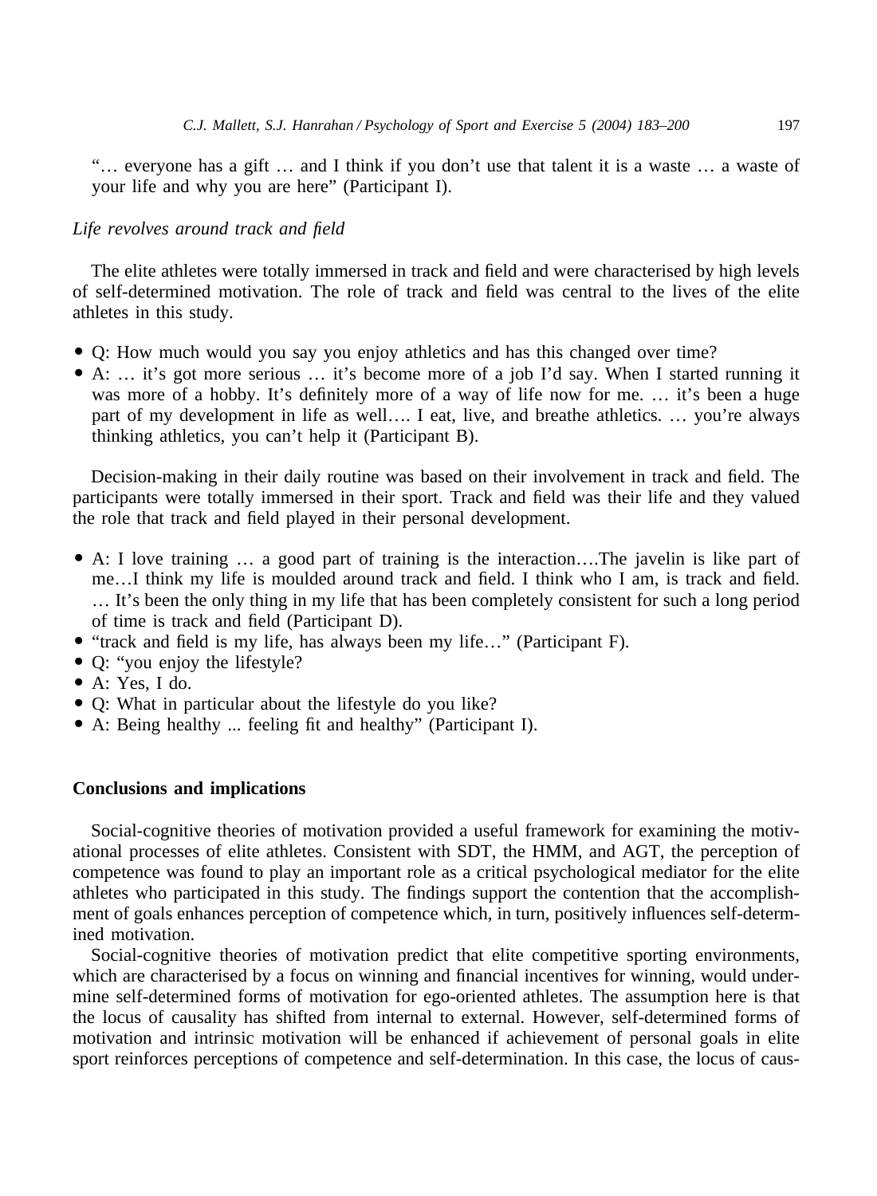"… everyone has a gift … and I think if you don't use that talent it is a waste … a waste of your life and why you are here" (Participant I).

*Life revolves around track and field*

The elite athletes were totally immersed in track and field and were characterised by high levels of self-determined motivation. The role of track and field was central to the lives of the elite athletes in this study.

- Q: How much would you say you enjoy athletics and has this changed over time?
- A: … it's got more serious … it's become more of a job I'd say. When I started running it was more of a hobby. It's definitely more of a way of life now for me. … it's been a huge part of my development in life as well…. I eat, live, and breathe athletics. … you're always thinking athletics, you can't help it (Participant B).

Decision-making in their daily routine was based on their involvement in track and field. The participants were totally immersed in their sport. Track and field was their life and they valued the role that track and field played in their personal development.

- A: I love training … a good part of training is the interaction….The javelin is like part of me…I think my life is moulded around track and field. I think who I am, is track and field. … It's been the only thing in my life that has been completely consistent for such a long period of time is track and field (Participant D).
- "track and field is my life, has always been my life…" (Participant F).
- Q: "you enjoy the lifestyle?
- A: Yes, I do.
- Q: What in particular about the lifestyle do you like?
- A: Being healthy ... feeling fit and healthy" (Participant I).

## Conclusions and implications

Social-cognitive theories of motivation provided a useful framework for examining the motivational processes of elite athletes. Consistent with SDT, the HMM, and AGT, the perception of competence was found to play an important role as a critical psychological mediator for the elite athletes who participated in this study. The findings support the contention that the accomplishment of goals enhances perception of competence which, in turn, positively influences self-determined motivation.

Social-cognitive theories of motivation predict that elite competitive sporting environments, which are characterised by a focus on winning and financial incentives for winning, would undermine self-determined forms of motivation for ego-oriented athletes. The assumption here is that the locus of causality has shifted from internal to external. However, self-determined forms of motivation and intrinsic motivation will be enhanced if achievement of personal goals in elite sport reinforces perceptions of competence and self-determination. In this case, the locus of caus-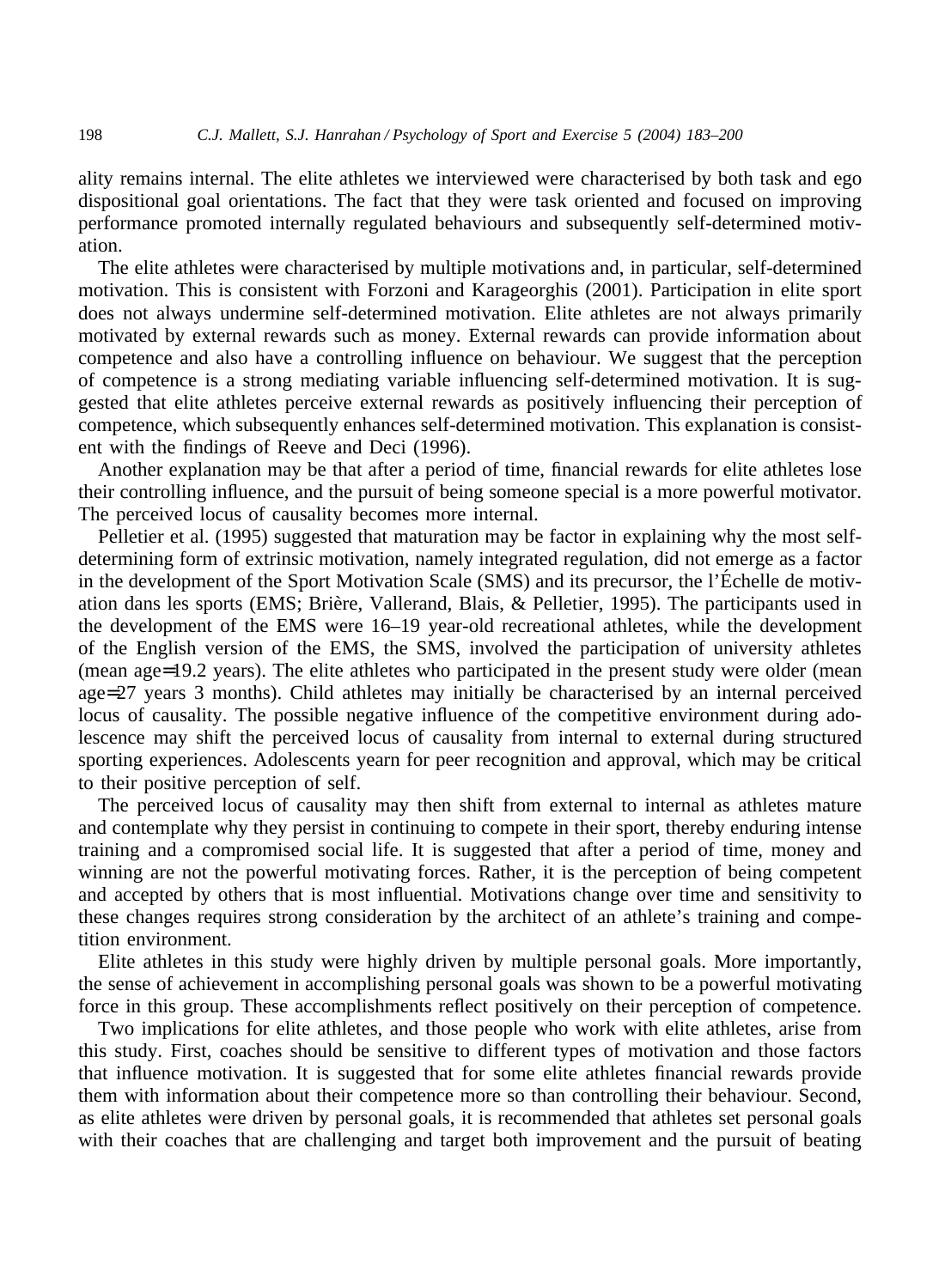ality remains internal. The elite athletes we interviewed were characterised by both task and ego dispositional goal orientations. The fact that they were task oriented and focused on improving performance promoted internally regulated behaviours and subsequently self-determined motivation.

The elite athletes were characterised by multiple motivations and, in particular, self-determined motivation. This is consistent with Forzoni and Karageorghis (2001). Participation in elite sport does not always undermine self-determined motivation. Elite athletes are not always primarily motivated by external rewards such as money. External rewards can provide information about competence and also have a controlling influence on behaviour. We suggest that the perception of competence is a strong mediating variable influencing self-determined motivation. It is suggested that elite athletes perceive external rewards as positively influencing their perception of competence, which subsequently enhances self-determined motivation. This explanation is consistent with the findings of Reeve and Deci (1996).

Another explanation may be that after a period of time, financial rewards for elite athletes lose their controlling influence, and the pursuit of being someone special is a more powerful motivator. The perceived locus of causality becomes more internal.

Pelletier et al. (1995) suggested that maturation may be factor in explaining why the most self-determining form of extrinsic motivation, namely integrated regulation, did not emerge as a factor in the development of the Sport Motivation Scale (SMS) and its precursor, the l'Échelle de motivation dans les sports (EMS; Brière, Vallerand, Blais, & Pelletier, 1995). The participants used in the development of the EMS were 16–19 year-old recreational athletes, while the development of the English version of the EMS, the SMS, involved the participation of university athletes (mean age=19.2 years). The elite athletes who participated in the present study were older (mean age=27 years 3 months). Child athletes may initially be characterised by an internal perceived locus of causality. The possible negative influence of the competitive environment during adolescence may shift the perceived locus of causality from internal to external during structured sporting experiences. Adolescents yearn for peer recognition and approval, which may be critical to their positive perception of self.

The perceived locus of causality may then shift from external to internal as athletes mature and contemplate why they persist in continuing to compete in their sport, thereby enduring intense training and a compromised social life. It is suggested that after a period of time, money and winning are not the powerful motivating forces. Rather, it is the perception of being competent and accepted by others that is most influential. Motivations change over time and sensitivity to these changes requires strong consideration by the architect of an athlete's training and competition environment.

Elite athletes in this study were highly driven by multiple personal goals. More importantly, the sense of achievement in accomplishing personal goals was shown to be a powerful motivating force in this group. These accomplishments reflect positively on their perception of competence.

Two implications for elite athletes, and those people who work with elite athletes, arise from this study. First, coaches should be sensitive to different types of motivation and those factors that influence motivation. It is suggested that for some elite athletes financial rewards provide them with information about their competence more so than controlling their behaviour. Second, as elite athletes were driven by personal goals, it is recommended that athletes set personal goals with their coaches that are challenging and target both improvement and the pursuit of beating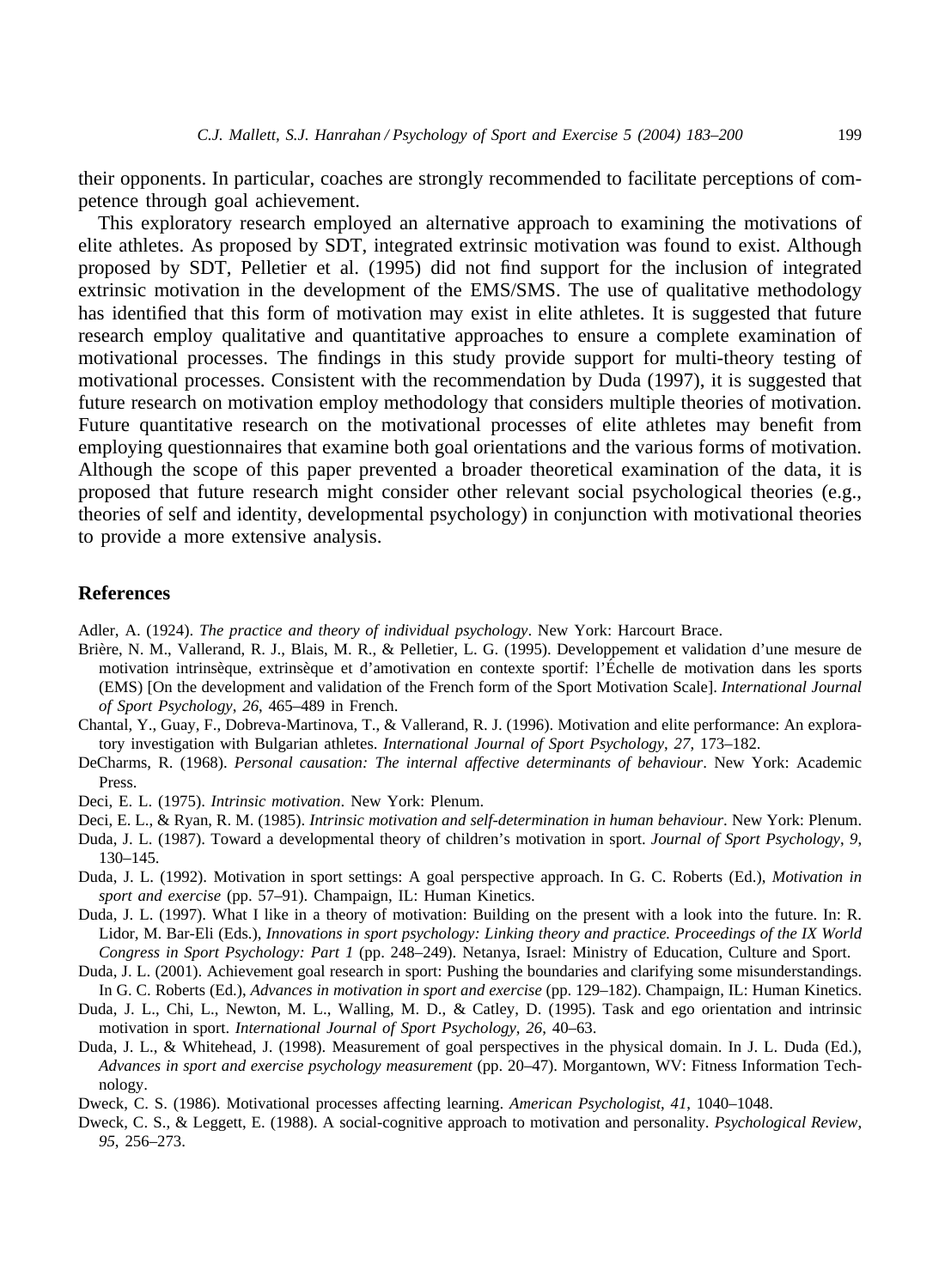their opponents. In particular, coaches are strongly recommended to facilitate perceptions of competence through goal achievement.

This exploratory research employed an alternative approach to examining the motivations of elite athletes. As proposed by SDT, integrated extrinsic motivation was found to exist. Although proposed by SDT, Pelletier et al. (1995) did not find support for the inclusion of integrated extrinsic motivation in the development of the EMS/SMS. The use of qualitative methodology has identified that this form of motivation may exist in elite athletes. It is suggested that future research employ qualitative and quantitative approaches to ensure a complete examination of motivational processes. The findings in this study provide support for multi-theory testing of motivational processes. Consistent with the recommendation by Duda (1997), it is suggested that future research on motivation employ methodology that considers multiple theories of motivation. Future quantitative research on the motivational processes of elite athletes may benefit from employing questionnaires that examine both goal orientations and the various forms of motivation. Although the scope of this paper prevented a broader theoretical examination of the data, it is proposed that future research might consider other relevant social psychological theories (e.g., theories of self and identity, developmental psychology) in conjunction with motivational theories to provide a more extensive analysis.

## References

Adler, A. (1924). *The practice and theory of individual psychology*. New York: Harcourt Brace.

Brière, N. M., Vallerand, R. J., Blais, M. R., & Pelletier, L. G. (1995). Developpement et validation d'une mesure de motivation intrinsèque, extrinsèque et d'amotivation en contexte sportif: l'Échelle de motivation dans les sports (EMS) [On the development and validation of the French form of the Sport Motivation Scale]. *International Journal of Sport Psychology*, *26*, 465–489 in French.

Chantal, Y., Guay, F., Dobreva-Martinova, T., & Vallerand, R. J. (1996). Motivation and elite performance: An exploratory investigation with Bulgarian athletes. *International Journal of Sport Psychology*, *27*, 173–182.

DeCharms, R. (1968). *Personal causation: The internal affective determinants of behaviour*. New York: Academic Press.

Deci, E. L. (1975). *Intrinsic motivation*. New York: Plenum.

Deci, E. L., & Ryan, R. M. (1985). *Intrinsic motivation and self-determination in human behaviour*. New York: Plenum.

Duda, J. L. (1987). Toward a developmental theory of children's motivation in sport. *Journal of Sport Psychology*, *9*, 130–145.

Duda, J. L. (1992). Motivation in sport settings: A goal perspective approach. In G. C. Roberts (Ed.), *Motivation in sport and exercise* (pp. 57–91). Champaign, IL: Human Kinetics.

Duda, J. L. (1997). What I like in a theory of motivation: Building on the present with a look into the future. In: R. Lidor, M. Bar-Eli (Eds.), *Innovations in sport psychology: Linking theory and practice. Proceedings of the IX World Congress in Sport Psychology: Part 1* (pp. 248–249). Netanya, Israel: Ministry of Education, Culture and Sport.

Duda, J. L. (2001). Achievement goal research in sport: Pushing the boundaries and clarifying some misunderstandings. In G. C. Roberts (Ed.), *Advances in motivation in sport and exercise* (pp. 129–182). Champaign, IL: Human Kinetics.

Duda, J. L., Chi, L., Newton, M. L., Walling, M. D., & Catley, D. (1995). Task and ego orientation and intrinsic motivation in sport. *International Journal of Sport Psychology*, *26*, 40–63.

Duda, J. L., & Whitehead, J. (1998). Measurement of goal perspectives in the physical domain. In J. L. Duda (Ed.), *Advances in sport and exercise psychology measurement* (pp. 20–47). Morgantown, WV: Fitness Information Technology.

Dweck, C. S. (1986). Motivational processes affecting learning. *American Psychologist*, *41*, 1040–1048.

Dweck, C. S., & Leggett, E. (1988). A social-cognitive approach to motivation and personality. *Psychological Review*, *95*, 256–273.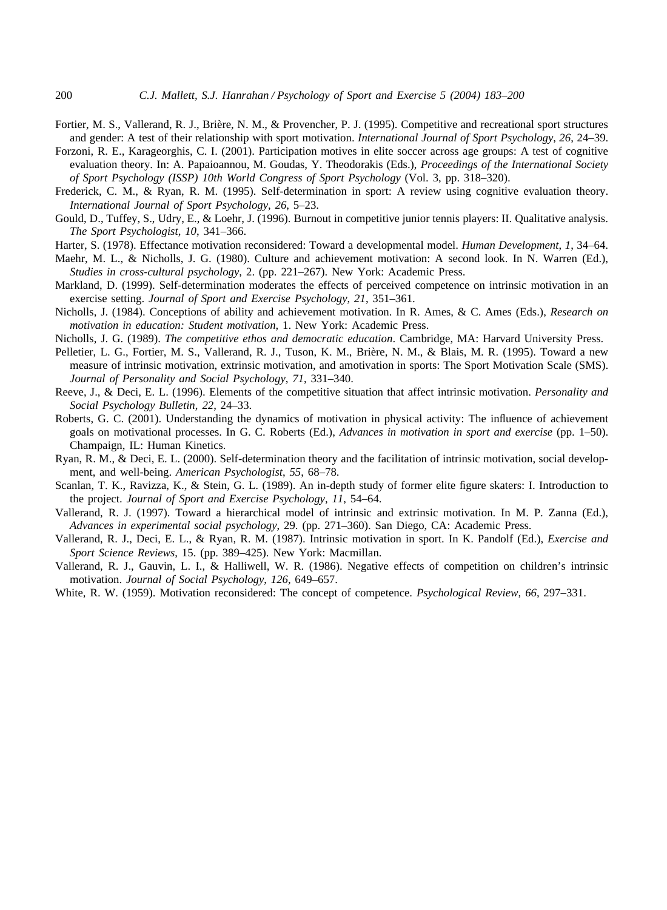Fortier, M. S., Vallerand, R. J., Brière, N. M., & Provencher, P. J. (1995). Competitive and recreational sport structures and gender: A test of their relationship with sport motivation. *International Journal of Sport Psychology*, *26*, 24–39.

Forzoni, R. E., Karageorghis, C. I. (2001). Participation motives in elite soccer across age groups: A test of cognitive evaluation theory. In: A. Papaioannou, M. Goudas, Y. Theodorakis (Eds.), *Proceedings of the International Society of Sport Psychology (ISSP) 10th World Congress of Sport Psychology* (Vol. 3, pp. 318–320).

Frederick, C. M., & Ryan, R. M. (1995). Self-determination in sport: A review using cognitive evaluation theory. *International Journal of Sport Psychology*, *26*, 5–23.

Gould, D., Tuffey, S., Udry, E., & Loehr, J. (1996). Burnout in competitive junior tennis players: II. Qualitative analysis. *The Sport Psychologist*, *10*, 341–366.

Harter, S. (1978). Effectance motivation reconsidered: Toward a developmental model. *Human Development*, *1*, 34–64.

Maehr, M. L., & Nicholls, J. G. (1980). Culture and achievement motivation: A second look. In N. Warren (Ed.), *Studies in cross-cultural psychology*, 2. (pp. 221–267). New York: Academic Press.

Markland, D. (1999). Self-determination moderates the effects of perceived competence on intrinsic motivation in an exercise setting. *Journal of Sport and Exercise Psychology*, *21*, 351–361.

Nicholls, J. (1984). Conceptions of ability and achievement motivation. In R. Ames, & C. Ames (Eds.), *Research on motivation in education: Student motivation*, 1. New York: Academic Press.

Nicholls, J. G. (1989). *The competitive ethos and democratic education*. Cambridge, MA: Harvard University Press.

Pelletier, L. G., Fortier, M. S., Vallerand, R. J., Tuson, K. M., Brière, N. M., & Blais, M. R. (1995). Toward a new measure of intrinsic motivation, extrinsic motivation, and amotivation in sports: The Sport Motivation Scale (SMS). *Journal of Personality and Social Psychology*, *71*, 331–340.

Reeve, J., & Deci, E. L. (1996). Elements of the competitive situation that affect intrinsic motivation. *Personality and Social Psychology Bulletin*, *22*, 24–33.

Roberts, G. C. (2001). Understanding the dynamics of motivation in physical activity: The influence of achievement goals on motivational processes. In G. C. Roberts (Ed.), *Advances in motivation in sport and exercise* (pp. 1–50). Champaign, IL: Human Kinetics.

Ryan, R. M., & Deci, E. L. (2000). Self-determination theory and the facilitation of intrinsic motivation, social development, and well-being. *American Psychologist*, *55*, 68–78.

Scanlan, T. K., Ravizza, K., & Stein, G. L. (1989). An in-depth study of former elite figure skaters: I. Introduction to the project. *Journal of Sport and Exercise Psychology*, *11*, 54–64.

Vallerand, R. J. (1997). Toward a hierarchical model of intrinsic and extrinsic motivation. In M. P. Zanna (Ed.), *Advances in experimental social psychology*, 29. (pp. 271–360). San Diego, CA: Academic Press.

Vallerand, R. J., Deci, E. L., & Ryan, R. M. (1987). Intrinsic motivation in sport. In K. Pandolf (Ed.), *Exercise and Sport Science Reviews*, 15. (pp. 389–425). New York: Macmillan.

Vallerand, R. J., Gauvin, L. I., & Halliwell, W. R. (1986). Negative effects of competition on children's intrinsic motivation. *Journal of Social Psychology*, *126*, 649–657.

White, R. W. (1959). Motivation reconsidered: The concept of competence. *Psychological Review*, *66*, 297–331.